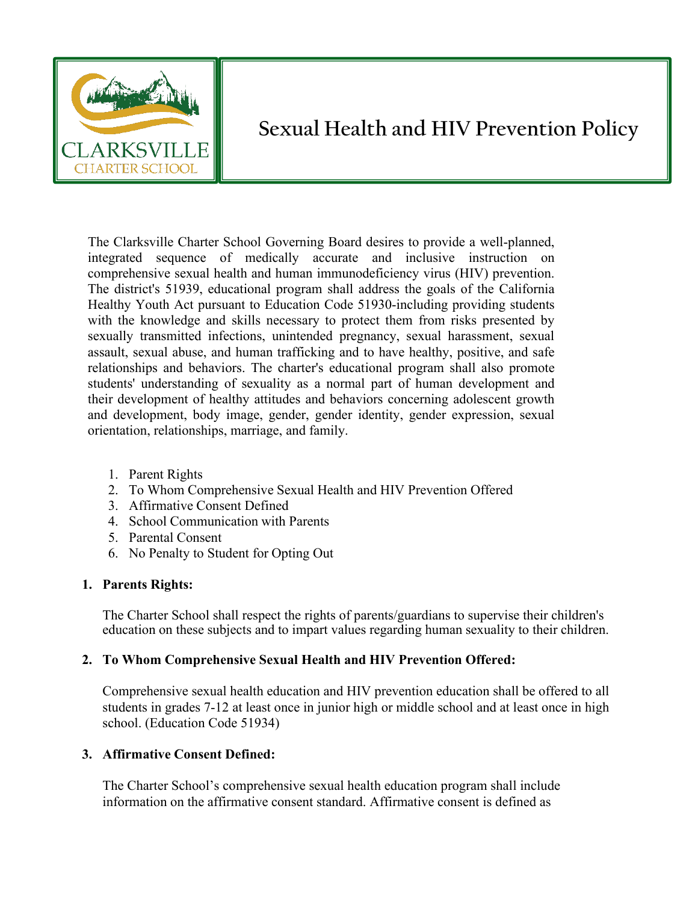CLARKSVILLE CHARTER SCHOOL

# Sexual Health and HIV Prevention Policy

The Clarksville Charter School Governing Board desires to provide a well-planned, integrated sequence of medically accurate and inclusive instruction on comprehensive sexual health and human immunodeficiency virus (HIV) prevention. The district's 51939, educational program shall address the goals of the California Healthy Youth Act pursuant to Education Code 51930-including providing students with the knowledge and skills necessary to protect them from risks presented by sexually transmitted infections, unintended pregnancy, sexual harassment, sexual assault, sexual abuse, and human trafficking and to have healthy, positive, and safe relationships and behaviors. The charter's educational program shall also promote students' understanding of sexuality as a normal part of human development and their development of healthy attitudes and behaviors concerning adolescent growth and development, body image, gender, gender identity, gender expression, sexual orientation, relationships, marriage, and family.

1. Parent Rights
2. To Whom Comprehensive Sexual Health and HIV Prevention Offered
3. Affirmative Consent Defined
4. School Communication with Parents
5. Parental Consent
6. No Penalty to Student for Opting Out

## 1. Parents Rights:

The Charter School shall respect the rights of parents/guardians to supervise their children's education on these subjects and to impart values regarding human sexuality to their children.

## 2. To Whom Comprehensive Sexual Health and HIV Prevention Offered:

Comprehensive sexual health education and HIV prevention education shall be offered to all students in grades 7-12 at least once in junior high or middle school and at least once in high school. (Education Code 51934)

## 3. Affirmative Consent Defined:

The Charter School's comprehensive sexual health education program shall include information on the affirmative consent standard. Affirmative consent is defined as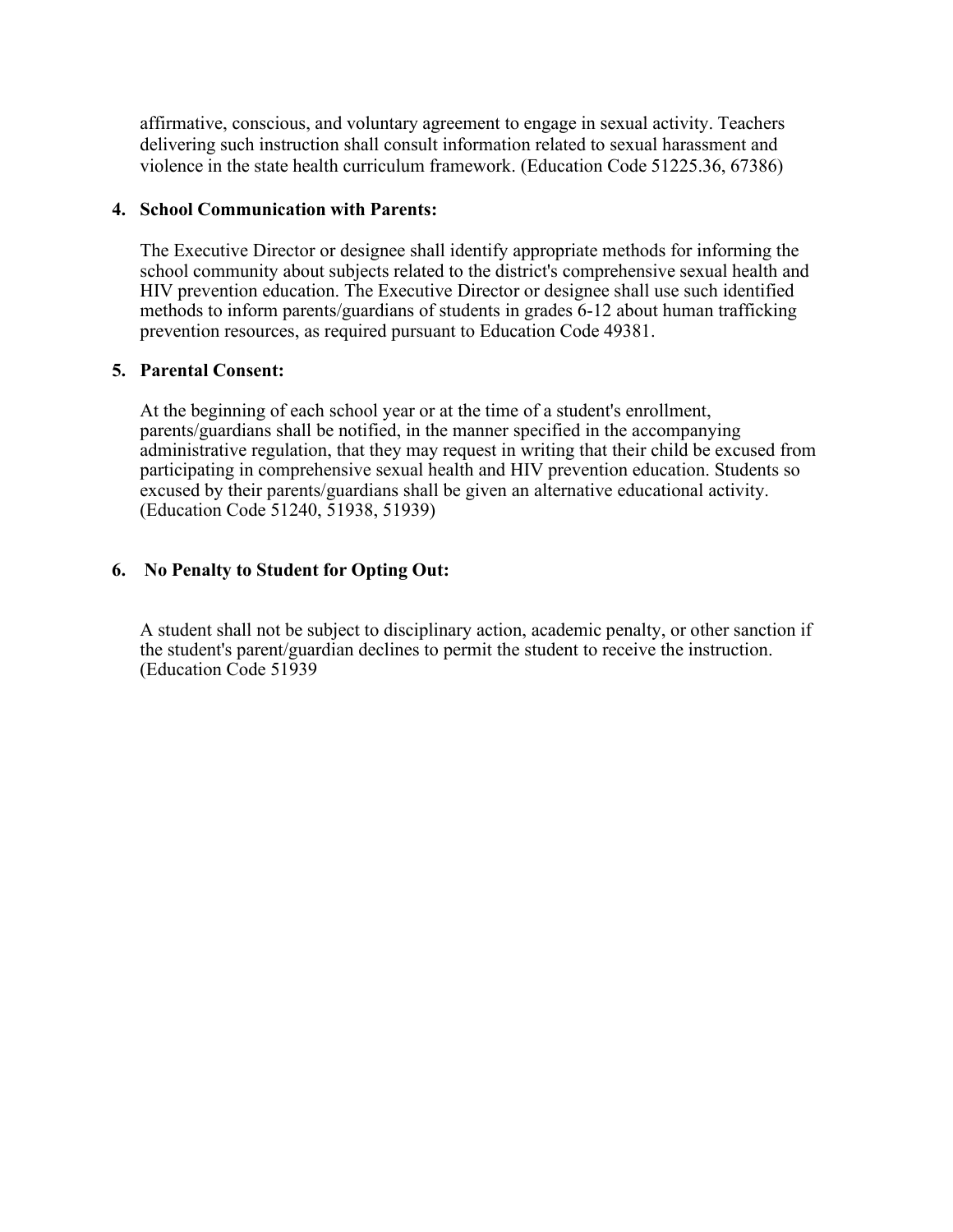affirmative, conscious, and voluntary agreement to engage in sexual activity. Teachers delivering such instruction shall consult information related to sexual harassment and violence in the state health curriculum framework. (Education Code 51225.36, 67386)

4. **School Communication with Parents:**

   The Executive Director or designee shall identify appropriate methods for informing the school community about subjects related to the district's comprehensive sexual health and HIV prevention education. The Executive Director or designee shall use such identified methods to inform parents/guardians of students in grades 6-12 about human trafficking prevention resources, as required pursuant to Education Code 49381.

5. **Parental Consent:**

   At the beginning of each school year or at the time of a student's enrollment, parents/guardians shall be notified, in the manner specified in the accompanying administrative regulation, that they may request in writing that their child be excused from participating in comprehensive sexual health and HIV prevention education. Students so excused by their parents/guardians shall be given an alternative educational activity. (Education Code 51240, 51938, 51939)

6. **No Penalty to Student for Opting Out:**

   A student shall not be subject to disciplinary action, academic penalty, or other sanction if the student's parent/guardian declines to permit the student to receive the instruction. (Education Code 51939